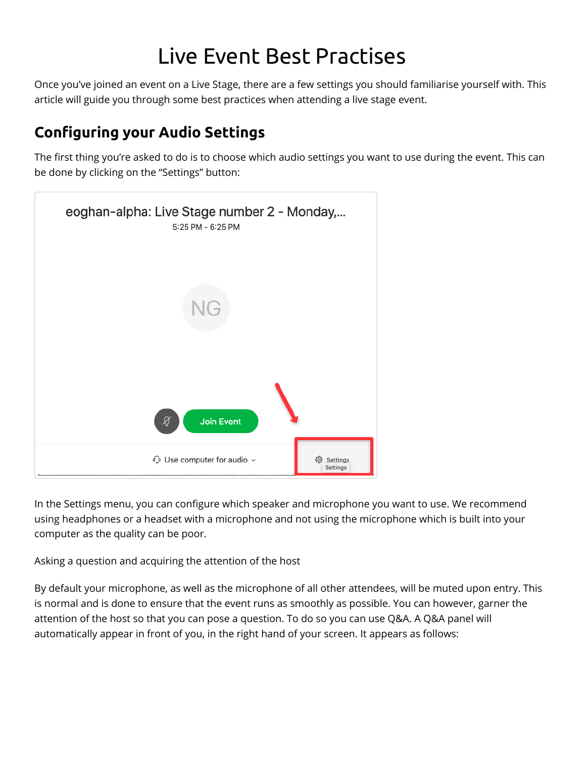# Live Event Best Practises

Once you've joined an event on a Live Stage, there are a few settings you should familiarise yourself with. This article will guide you through some best practices when attending a live stage event.

## Configuring your Audio Settings

The first thing you're asked to do is to choose which audio settings you want to use during the event. This can be done by clicking on the "Settings" button:

In the Settings menu, you can configure which speaker and microphone you want to use. We recommend using headphones or a headset with a microphone and not using the microphone which is built into your computer as the quality can be poor.

Asking a question and acquiring the attention of the host

By default your microphone, as well as the microphone of all other attendees, will be muted upon entry. This is normal and is done to ensure that the event runs as smoothly as possible. You can however, garner the attention of the host so that you can pose a question. To do so you can use Q&A. A Q&A panel will automatically appear in front of you, in the right hand of your screen. It appears as follows: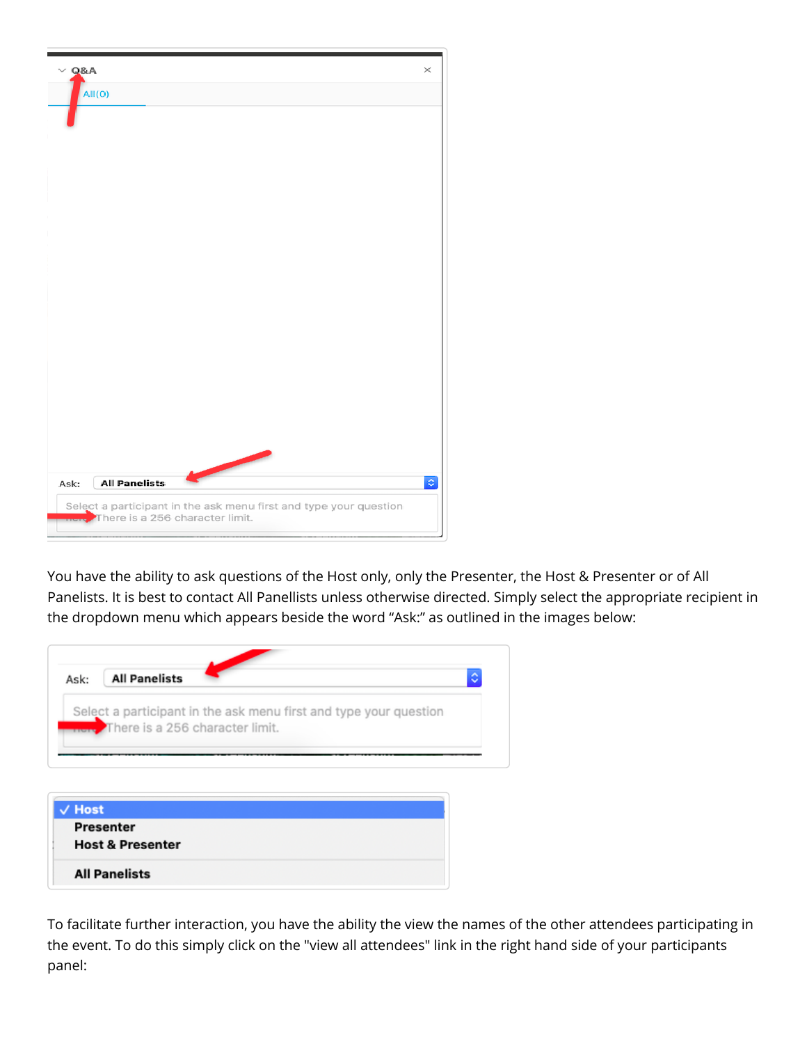You have the ability to ask questions of the Host only, only the Presenter, the Host & Presenter or of All Panelists. It is best to contact All Panellists unless otherwise directed. Simply select the appropriate recipient in the dropdown menu which appears beside the word “Ask:” as outlined in the images below:

To facilitate further interaction, you have the ability the view the names of the other attendees participating in the event. To do this simply click on the "view all attendees" link in the right hand side of your participants panel: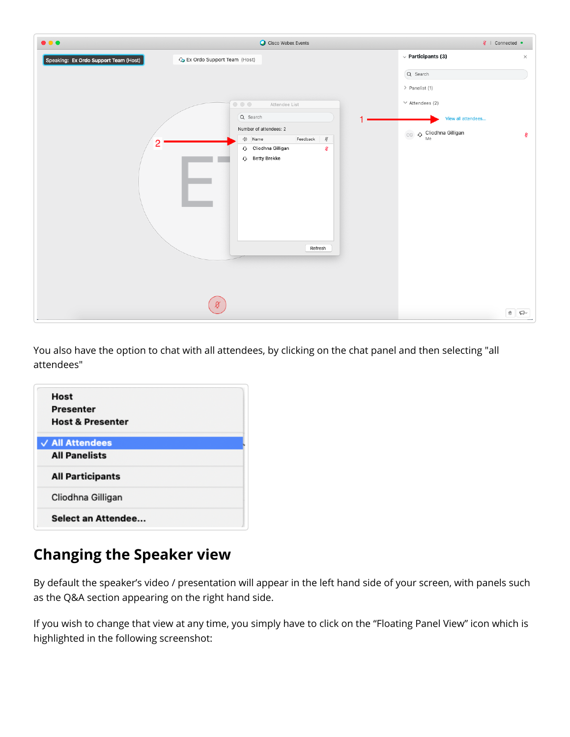You also have the option to chat with all attendees, by clicking on the chat panel and then selecting "all attendees"

## Changing the Speaker view

By default the speaker's video / presentation will appear in the left hand side of your screen, with panels such as the Q&A section appearing on the right hand side.

If you wish to change that view at any time, you simply have to click on the "Floating Panel View" icon which is highlighted in the following screenshot: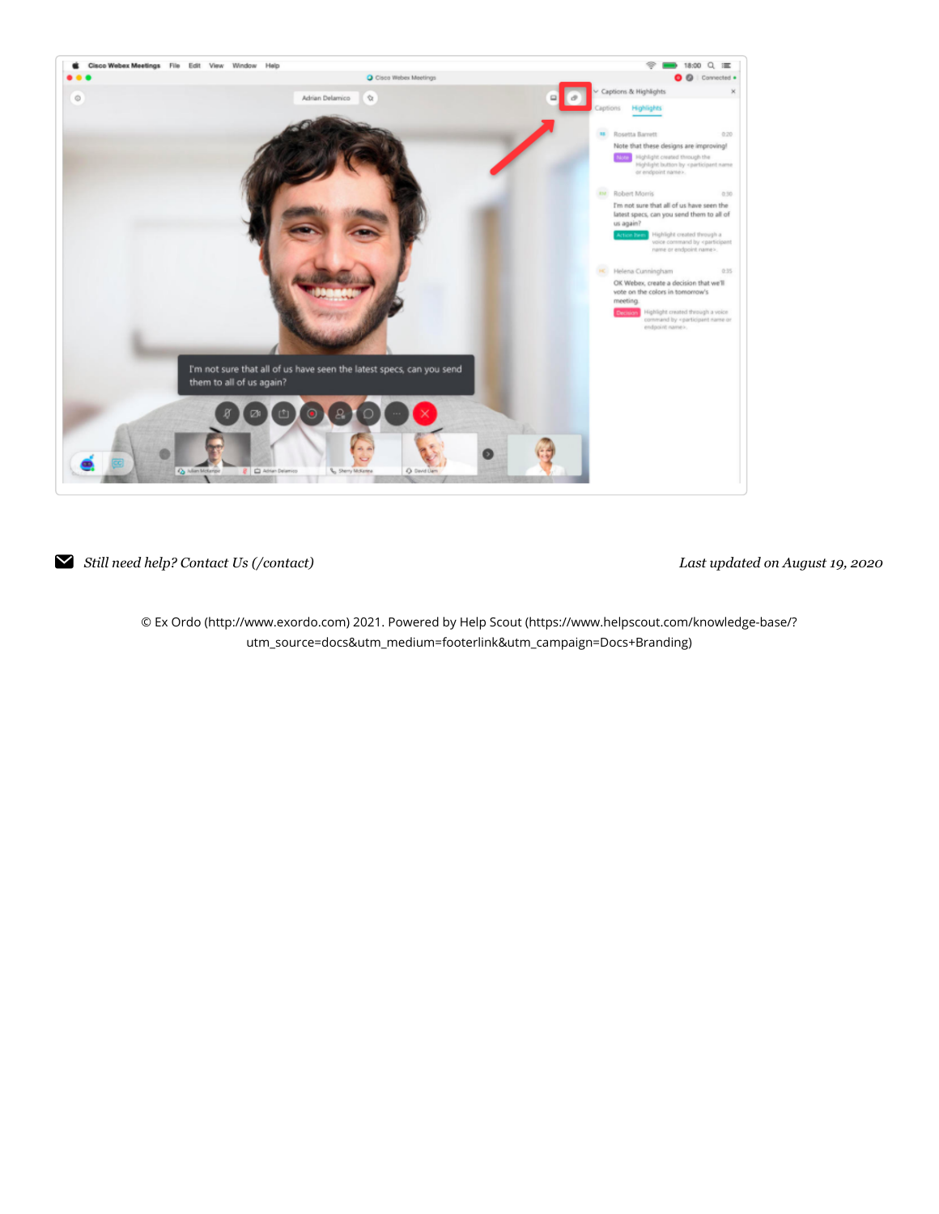*Still need help? Contact Us (/contact)*

*Last updated on August 19, 2020*

© Ex Ordo (http://www.exordo.com) 2021. Powered by Help Scout (https://www.helpscout.com/knowledge-base/?utm_source=docs&utm_medium=footerlink&utm_campaign=Docs+Branding)